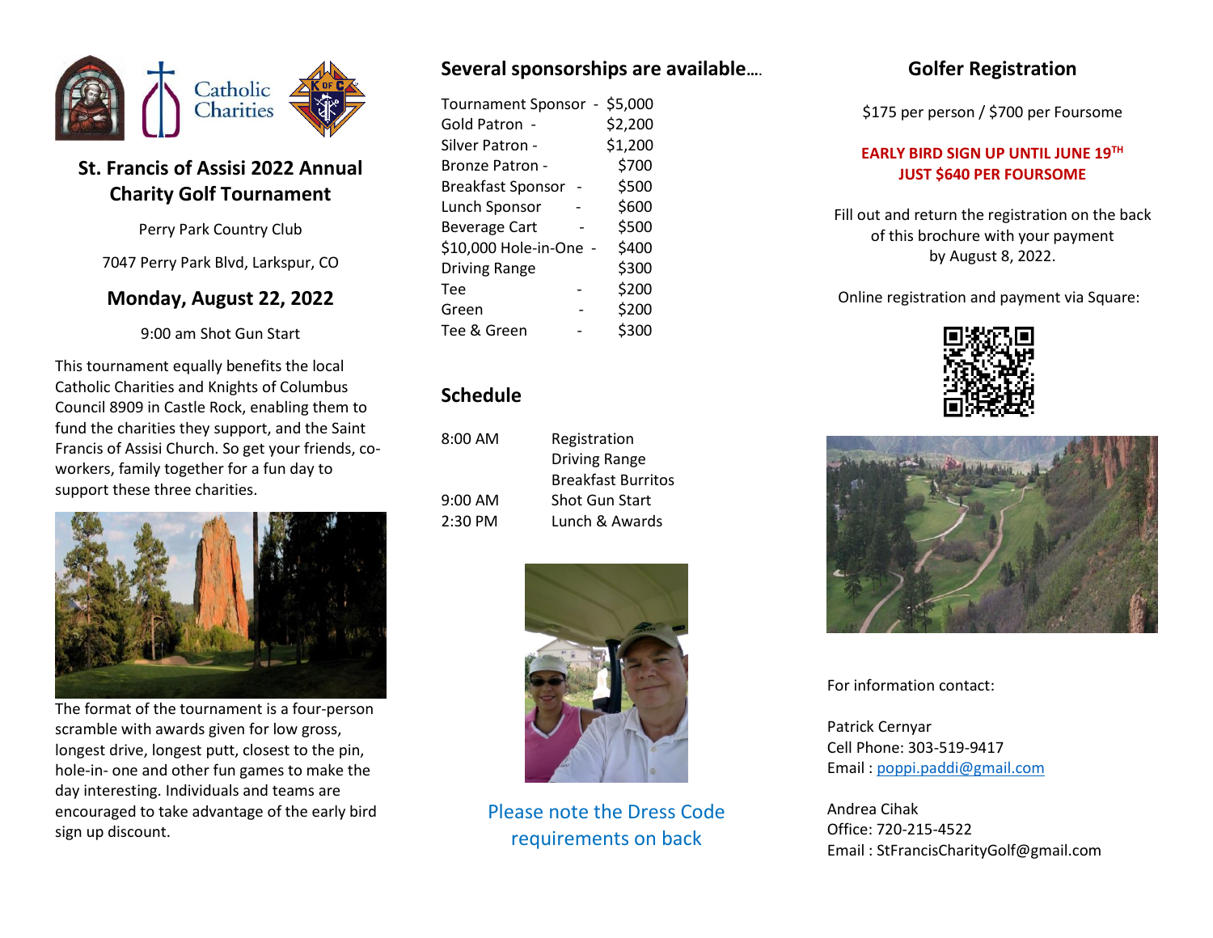## St. Francis of Assisi 2022 Annual Charity Golf Tournament

Perry Park Country Club

7047 Perry Park Blvd, Larkspur, CO

### Monday, August 22, 2022

9:00 am Shot Gun Start

This tournament equally benefits the local Catholic Charities and Knights of Columbus Council 8909 in Castle Rock, enabling them to fund the charities they support, and the Saint Francis of Assisi Church. So get your friends, co-workers, family together for a fun day to support these three charities.

The format of the tournament is a four-person scramble with awards given for low gross, longest drive, longest putt, closest to the pin, hole-in- one and other fun games to make the day interesting. Individuals and teams are encouraged to take advantage of the early bird sign up discount.

## Several sponsorships are available….

| Sponsorship | Price |
|---|---|
| Tournament Sponsor - | $5,000 |
| Gold Patron - | $2,200 |
| Silver Patron - | $1,200 |
| Bronze Patron - | $700 |
| Breakfast Sponsor - | $500 |
| Lunch Sponsor - | $600 |
| Beverage Cart - | $500 |
| $10,000 Hole-in-One - | $400 |
| Driving Range | $300 |
| Tee - | $200 |
| Green - | $200 |
| Tee & Green - | $300 |

## Schedule

| Time | Event |
|---|---|
| 8:00 AM | Registration<br>Driving Range<br>Breakfast Burritos |
| 9:00 AM | Shot Gun Start |
| 2:30 PM | Lunch & Awards |

Please note the Dress Code requirements on back

## Golfer Registration

$175 per person / $700 per Foursome

**EARLY BIRD SIGN UP UNTIL JUNE 19TH JUST $640 PER FOURSOME**

Fill out and return the registration on the back of this brochure with your payment by August 8, 2022.

Online registration and payment via Square:

For information contact:

Patrick Cernyar
Cell Phone: 303-519-9417
Email : poppi.paddi@gmail.com

Andrea Cihak
Office: 720-215-4522
Email : StFrancisCharityGolf@gmail.com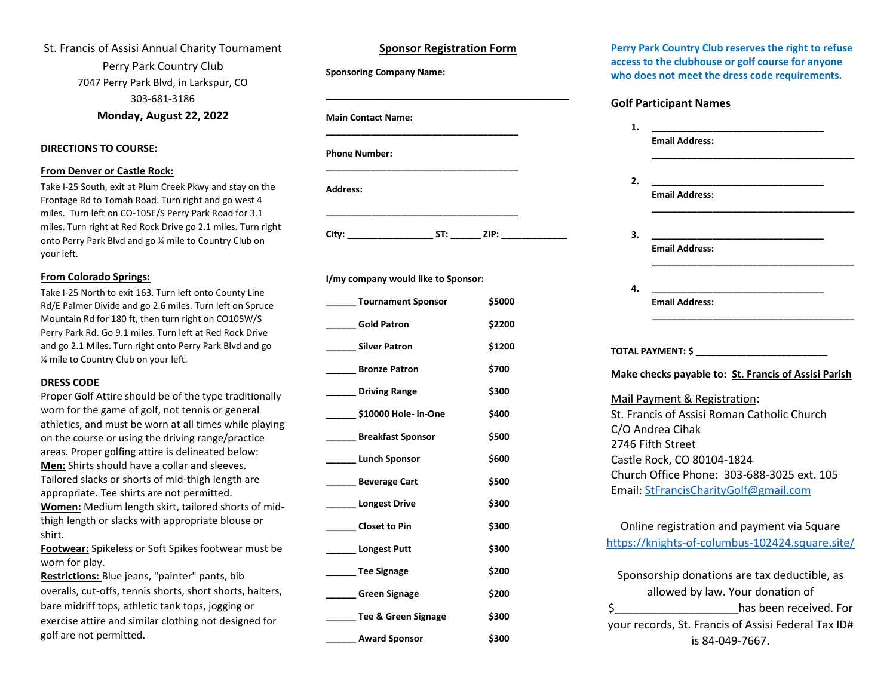St. Francis of Assisi Annual Charity Tournament

Perry Park Country Club

7047 Perry Park Blvd, in Larkspur, CO

303-681-3186

**Monday, August 22, 2022**

**DIRECTIONS TO COURSE:**

**From Denver or Castle Rock:**

Take I-25 South, exit at Plum Creek Pkwy and stay on the Frontage Rd to Tomah Road. Turn right and go west 4 miles. Turn left on CO-105E/S Perry Park Road for 3.1 miles. Turn right at Red Rock Drive go 2.1 miles. Turn right onto Perry Park Blvd and go ¼ mile to Country Club on your left.

**From Colorado Springs:**

Take I-25 North to exit 163. Turn left onto County Line Rd/E Palmer Divide and go 2.6 miles. Turn left on Spruce Mountain Rd for 180 ft, then turn right on CO105W/S Perry Park Rd. Go 9.1 miles. Turn left at Red Rock Drive and go 2.1 Miles. Turn right onto Perry Park Blvd and go ¼ mile to Country Club on your left.

**DRESS CODE**

Proper Golf Attire should be of the type traditionally worn for the game of golf, not tennis or general athletics, and must be worn at all times while playing on the course or using the driving range/practice areas. Proper golfing attire is delineated below:

**Men:** Shirts should have a collar and sleeves. Tailored slacks or shorts of mid-thigh length are appropriate. Tee shirts are not permitted.

**Women:** Medium length skirt, tailored shorts of mid-thigh length or slacks with appropriate blouse or shirt.

**Footwear:** Spikeless or Soft Spikes footwear must be worn for play.

**Restrictions:** Blue jeans, "painter" pants, bib overalls, cut-offs, tennis shorts, short shorts, halters, bare midriff tops, athletic tank tops, jogging or exercise attire and similar clothing not designed for golf are not permitted.

## Sponsor Registration Form

**Sponsoring Company Name:**

______________________________________

**Main Contact Name:** ______________________________________

**Phone Number:** ______________________________________

**Address:**

______________________________________

**City:** ________________ **ST:** ______ **ZIP:** _____________

**I/my company would like to Sponsor:**

| | | |
|---|---|---|
| ______ | **Tournament Sponsor** | **$5000** |
| ______ | **Gold Patron** | **$2200** |
| ______ | **Silver Patron** | **$1200** |
| ______ | **Bronze Patron** | **$700** |
| ______ | **Driving Range** | **$300** |
| ______ | **$10000 Hole- in-One** | **$400** |
| ______ | **Breakfast Sponsor** | **$500** |
| ______ | **Lunch Sponsor** | **$600** |
| ______ | **Beverage Cart** | **$500** |
| ______ | **Longest Drive** | **$300** |
| ______ | **Closet to Pin** | **$300** |
| ______ | **Longest Putt** | **$300** |
| ______ | **Tee Signage** | **$200** |
| ______ | **Green Signage** | **$200** |
| ______ | **Tee & Green Signage** | **$300** |
| ______ | **Award Sponsor** | **$300** |

**Perry Park Country Club reserves the right to refuse access to the clubhouse or golf course for anyone who does not meet the dress code requirements.**

**Golf Participant Names**

1. ________________________________
   **Email Address:** ________________________________________
2. ________________________________
   **Email Address:** ________________________________________
3. ________________________________
   **Email Address:** ________________________________________
4. ________________________________
   **Email Address:** ________________________________________

**TOTAL PAYMENT: $** _________________________

**Make checks payable to: St. Francis of Assisi Parish**

Mail Payment & Registration:

St. Francis of Assisi Roman Catholic Church

C/O Andrea Cihak

2746 Fifth Street

Castle Rock, CO 80104-1824

Church Office Phone: 303-688-3025 ext. 105

Email: StFrancisCharityGolf@gmail.com

Online registration and payment via Square

https://knights-of-columbus-102424.square.site/

Sponsorship donations are tax deductible, as allowed by law. Your donation of $____________________has been received. For your records, St. Francis of Assisi Federal Tax ID# is 84-049-7667.